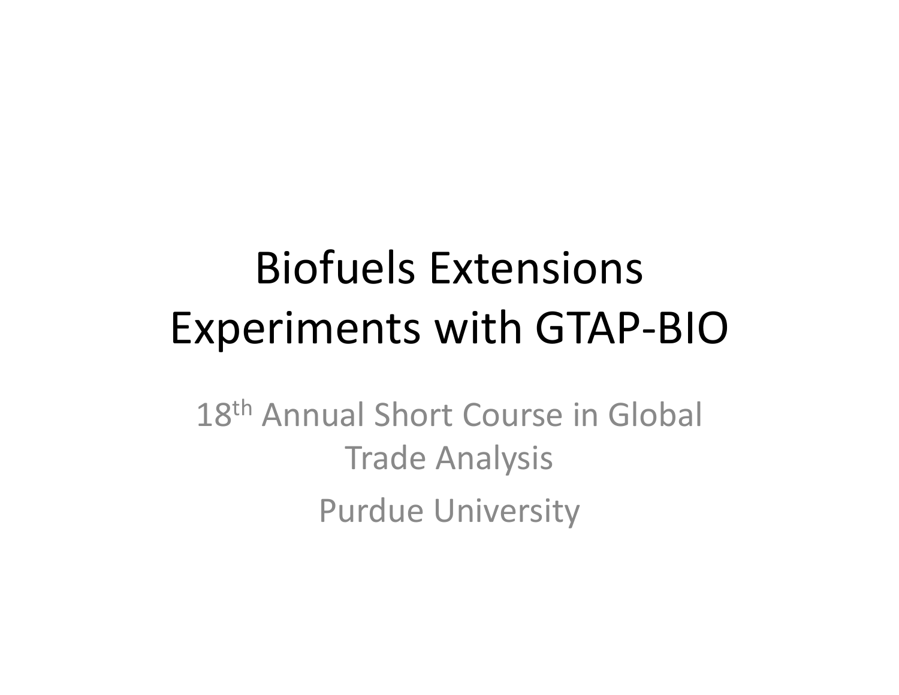# Biofuels Extensions
# Experiments with GTAP-BIO

18th Annual Short Course in Global Trade Analysis

Purdue University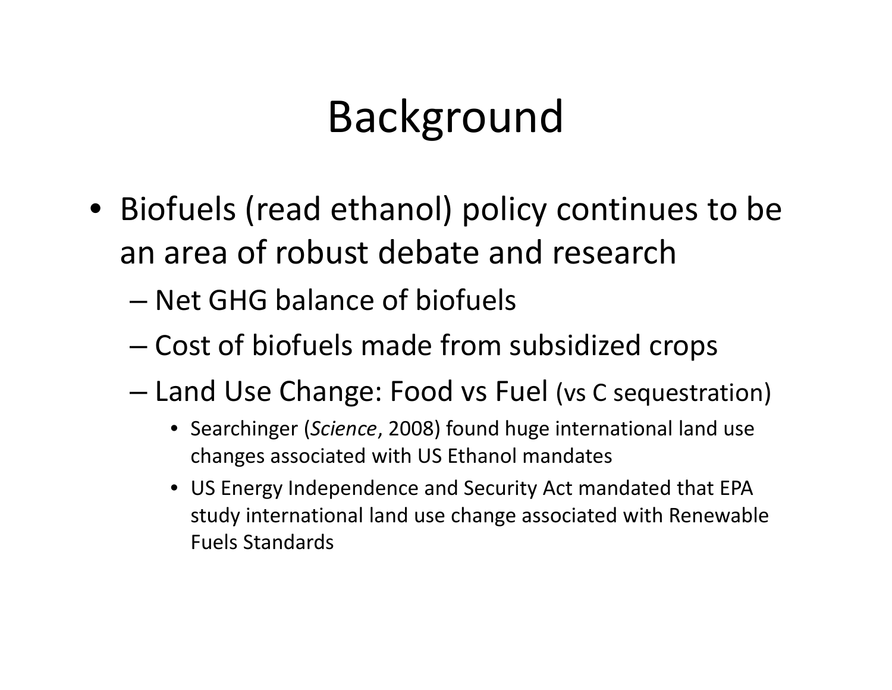# Background

- Biofuels (read ethanol) policy continues to be an area of robust debate and research
  - Net GHG balance of biofuels
  - Cost of biofuels made from subsidized crops
  - Land Use Change: Food vs Fuel (vs C sequestration)
    - Searchinger (*Science*, 2008) found huge international land use changes associated with US Ethanol mandates
    - US Energy Independence and Security Act mandated that EPA study international land use change associated with Renewable Fuels Standards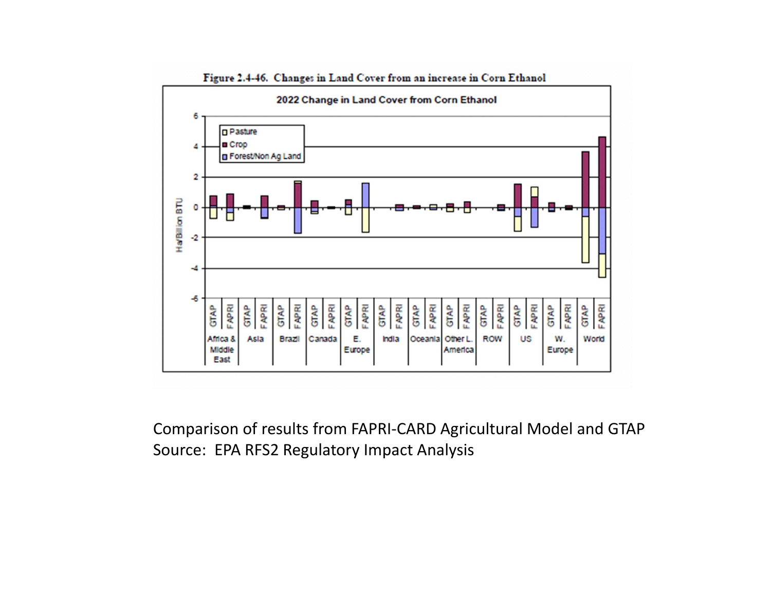Figure 2.4-46. Changes in Land Cover from an increase in Corn Ethanol

2022 Change in Land Cover from Corn Ethanol

Comparison of results from FAPRI-CARD Agricultural Model and GTAP
Source: EPA RFS2 Regulatory Impact Analysis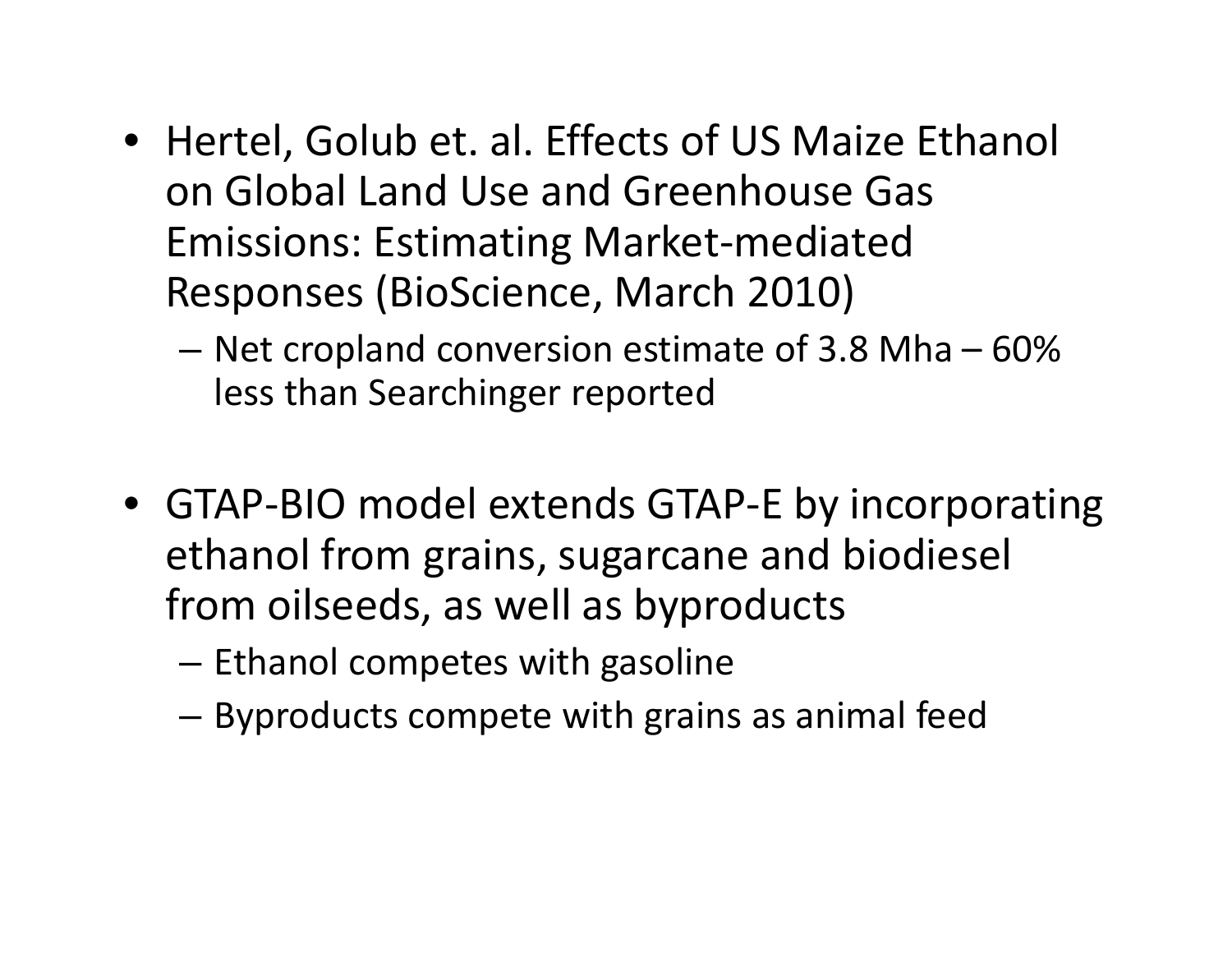- Hertel, Golub et. al. Effects of US Maize Ethanol on Global Land Use and Greenhouse Gas Emissions: Estimating Market-mediated Responses (BioScience, March 2010)
  - Net cropland conversion estimate of 3.8 Mha – 60% less than Searchinger reported

- GTAP-BIO model extends GTAP-E by incorporating ethanol from grains, sugarcane and biodiesel from oilseeds, as well as byproducts
  - Ethanol competes with gasoline
  - Byproducts compete with grains as animal feed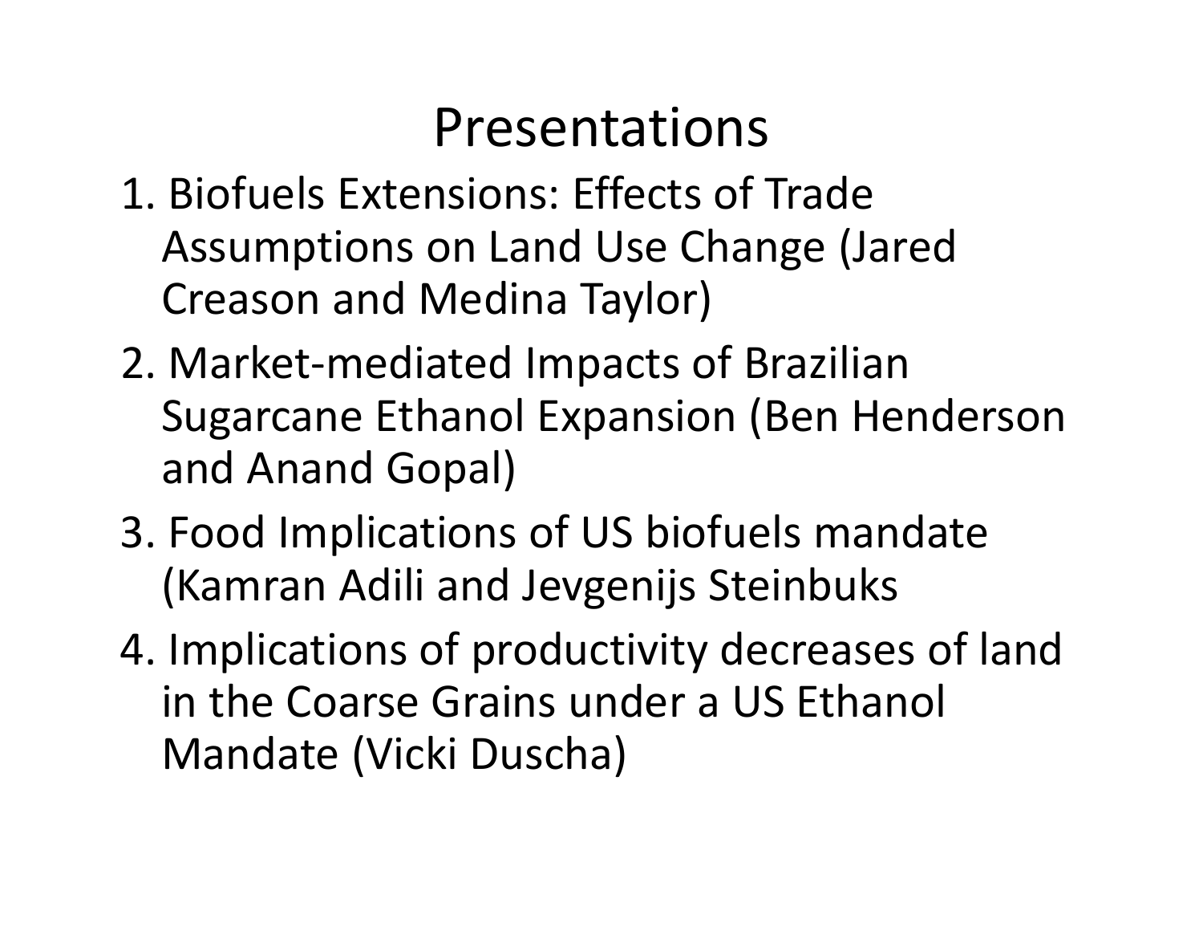# Presentations

1. Biofuels Extensions: Effects of Trade Assumptions on Land Use Change (Jared Creason and Medina Taylor)
2. Market-mediated Impacts of Brazilian Sugarcane Ethanol Expansion (Ben Henderson and Anand Gopal)
3. Food Implications of US biofuels mandate (Kamran Adili and Jevgenijs Steinbuks
4. Implications of productivity decreases of land in the Coarse Grains under a US Ethanol Mandate (Vicki Duscha)